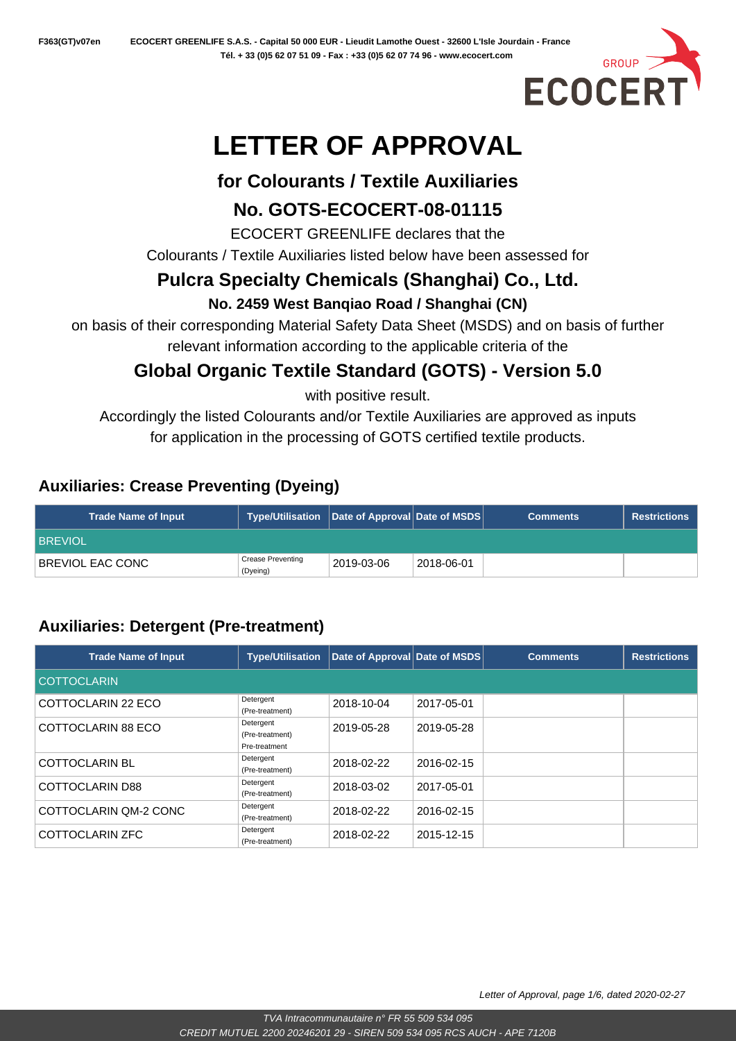# LETTER OF APPROVAL

## for Colourants / Textile Auxiliaries

## No. GOTS-ECOCERT-08-01115

ECOCERT GREENLIFE declares that the

Colourants / Textile Auxiliaries listed below have been assessed for

## Pulcra Specialty Chemicals (Shanghai) Co., Ltd.

**No. 2459 West Banqiao Road / Shanghai (CN)**

on basis of their corresponding Material Safety Data Sheet (MSDS) and on basis of further relevant information according to the applicable criteria of the

## Global Organic Textile Standard (GOTS) - Version 5.0

with positive result.

Accordingly the listed Colourants and/or Textile Auxiliaries are approved as inputs for application in the processing of GOTS certified textile products.

### Auxiliaries: Crease Preventing (Dyeing)

| Trade Name of Input | Type/Utilisation | Date of Approval | Date of MSDS | Comments | Restrictions |
|---|---|---|---|---|---|
| BREVIOL | | | | | |
| BREVIOL EAC CONC | Crease Preventing (Dyeing) | 2019-03-06 | 2018-06-01 | | |

### Auxiliaries: Detergent (Pre-treatment)

| Trade Name of Input | Type/Utilisation | Date of Approval | Date of MSDS | Comments | Restrictions |
|---|---|---|---|---|---|
| COTTOCLARIN | | | | | |
| COTTOCLARIN 22 ECO | Detergent (Pre-treatment) | 2018-10-04 | 2017-05-01 | | |
| COTTOCLARIN 88 ECO | Detergent (Pre-treatment) Pre-treatment | 2019-05-28 | 2019-05-28 | | |
| COTTOCLARIN BL | Detergent (Pre-treatment) | 2018-02-22 | 2016-02-15 | | |
| COTTOCLARIN D88 | Detergent (Pre-treatment) | 2018-03-02 | 2017-05-01 | | |
| COTTOCLARIN QM-2 CONC | Detergent (Pre-treatment) | 2018-02-22 | 2016-02-15 | | |
| COTTOCLARIN ZFC | Detergent (Pre-treatment) | 2018-02-22 | 2015-12-15 | | |

*Letter of Approval, page 1/6, dated 2020-02-27*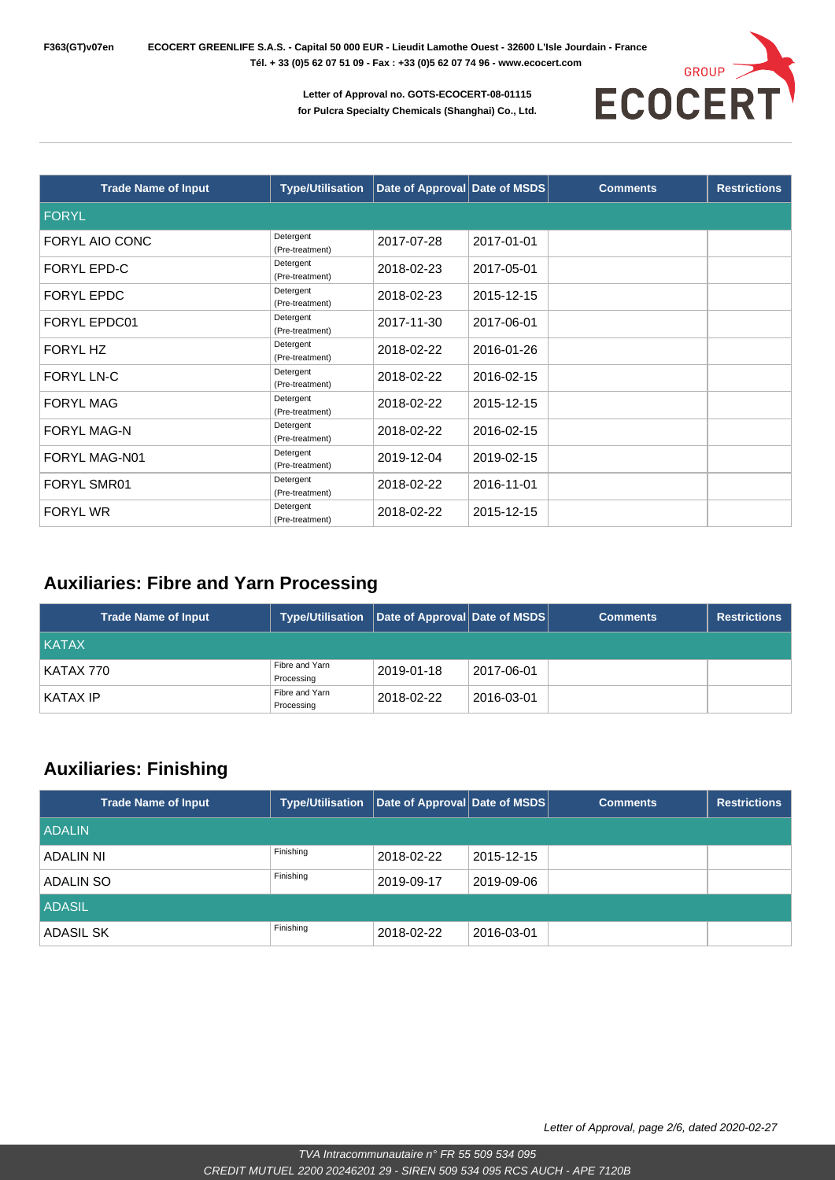| Trade Name of Input | Type/Utilisation | Date of Approval | Date of MSDS | Comments | Restrictions |
|---|---|---|---|---|---|
| FORYL | | | | | |
| FORYL AIO CONC | Detergent (Pre-treatment) | 2017-07-28 | 2017-01-01 | | |
| FORYL EPD-C | Detergent (Pre-treatment) | 2018-02-23 | 2017-05-01 | | |
| FORYL EPDC | Detergent (Pre-treatment) | 2018-02-23 | 2015-12-15 | | |
| FORYL EPDC01 | Detergent (Pre-treatment) | 2017-11-30 | 2017-06-01 | | |
| FORYL HZ | Detergent (Pre-treatment) | 2018-02-22 | 2016-01-26 | | |
| FORYL LN-C | Detergent (Pre-treatment) | 2018-02-22 | 2016-02-15 | | |
| FORYL MAG | Detergent (Pre-treatment) | 2018-02-22 | 2015-12-15 | | |
| FORYL MAG-N | Detergent (Pre-treatment) | 2018-02-22 | 2016-02-15 | | |
| FORYL MAG-N01 | Detergent (Pre-treatment) | 2019-12-04 | 2019-02-15 | | |
| FORYL SMR01 | Detergent (Pre-treatment) | 2018-02-22 | 2016-11-01 | | |
| FORYL WR | Detergent (Pre-treatment) | 2018-02-22 | 2015-12-15 | | |

## Auxiliaries: Fibre and Yarn Processing

| Trade Name of Input | Type/Utilisation | Date of Approval | Date of MSDS | Comments | Restrictions |
|---|---|---|---|---|---|
| KATAX | | | | | |
| KATAX 770 | Fibre and Yarn Processing | 2019-01-18 | 2017-06-01 | | |
| KATAX IP | Fibre and Yarn Processing | 2018-02-22 | 2016-03-01 | | |

## Auxiliaries: Finishing

| Trade Name of Input | Type/Utilisation | Date of Approval | Date of MSDS | Comments | Restrictions |
|---|---|---|---|---|---|
| ADALIN | | | | | |
| ADALIN NI | Finishing | 2018-02-22 | 2015-12-15 | | |
| ADALIN SO | Finishing | 2019-09-17 | 2019-09-06 | | |
| ADASIL | | | | | |
| ADASIL SK | Finishing | 2018-02-22 | 2016-03-01 | | |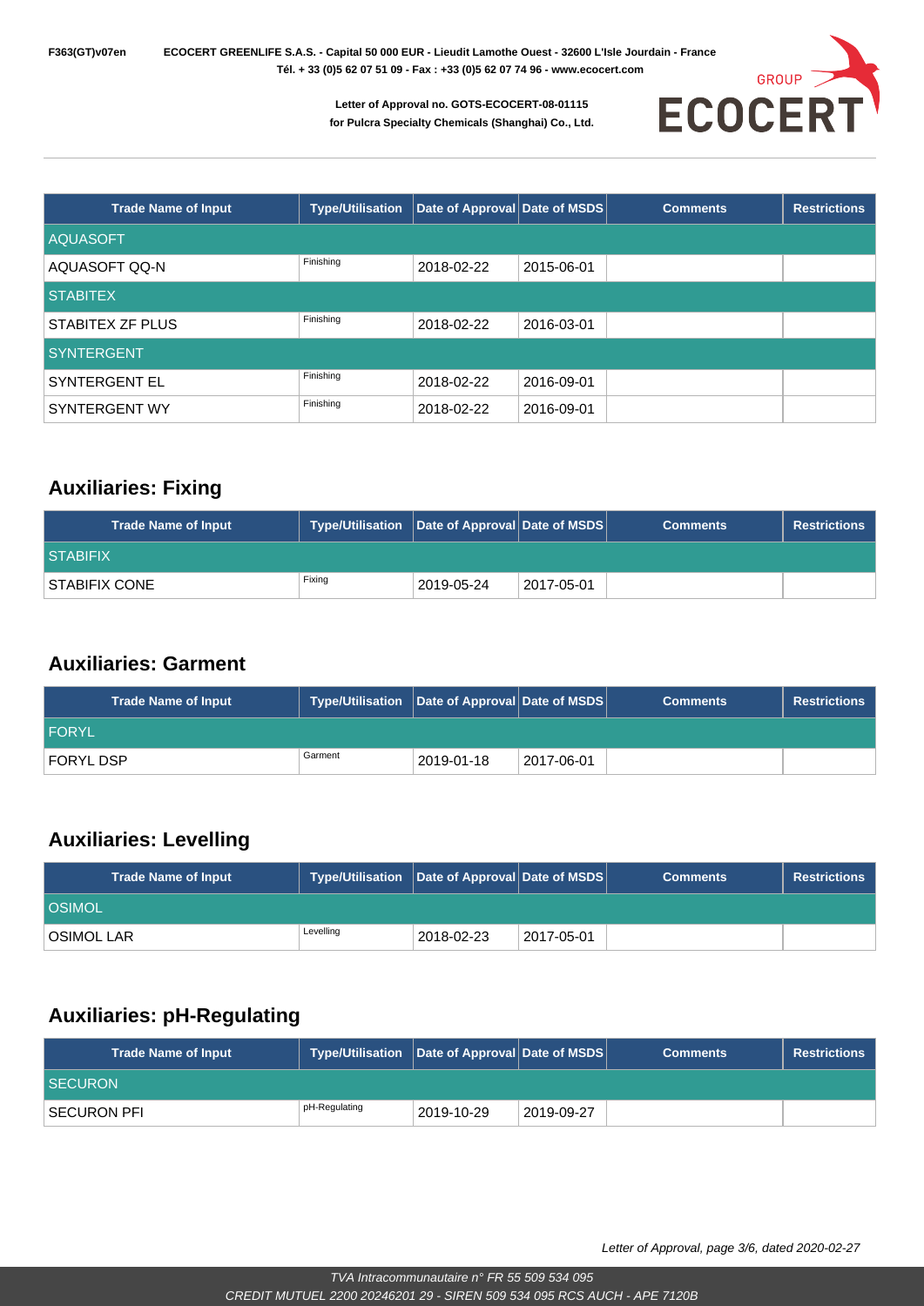| Trade Name of Input | Type/Utilisation | Date of Approval | Date of MSDS | Comments | Restrictions |
|---|---|---|---|---|---|
| AQUASOFT | | | | | |
| AQUASOFT QQ-N | Finishing | 2018-02-22 | 2015-06-01 | | |
| STABITEX | | | | | |
| STABITEX ZF PLUS | Finishing | 2018-02-22 | 2016-03-01 | | |
| SYNTERGENT | | | | | |
| SYNTERGENT EL | Finishing | 2018-02-22 | 2016-09-01 | | |
| SYNTERGENT WY | Finishing | 2018-02-22 | 2016-09-01 | | |

## Auxiliaries: Fixing

| Trade Name of Input | Type/Utilisation | Date of Approval | Date of MSDS | Comments | Restrictions |
|---|---|---|---|---|---|
| STABIFIX | | | | | |
| STABIFIX CONE | Fixing | 2019-05-24 | 2017-05-01 | | |

## Auxiliaries: Garment

| Trade Name of Input | Type/Utilisation | Date of Approval | Date of MSDS | Comments | Restrictions |
|---|---|---|---|---|---|
| FORYL | | | | | |
| FORYL DSP | Garment | 2019-01-18 | 2017-06-01 | | |

## Auxiliaries: Levelling

| Trade Name of Input | Type/Utilisation | Date of Approval | Date of MSDS | Comments | Restrictions |
|---|---|---|---|---|---|
| OSIMOL | | | | | |
| OSIMOL LAR | Levelling | 2018-02-23 | 2017-05-01 | | |

## Auxiliaries: pH-Regulating

| Trade Name of Input | Type/Utilisation | Date of Approval | Date of MSDS | Comments | Restrictions |
|---|---|---|---|---|---|
| SECURON | | | | | |
| SECURON PFI | pH-Regulating | 2019-10-29 | 2019-09-27 | | |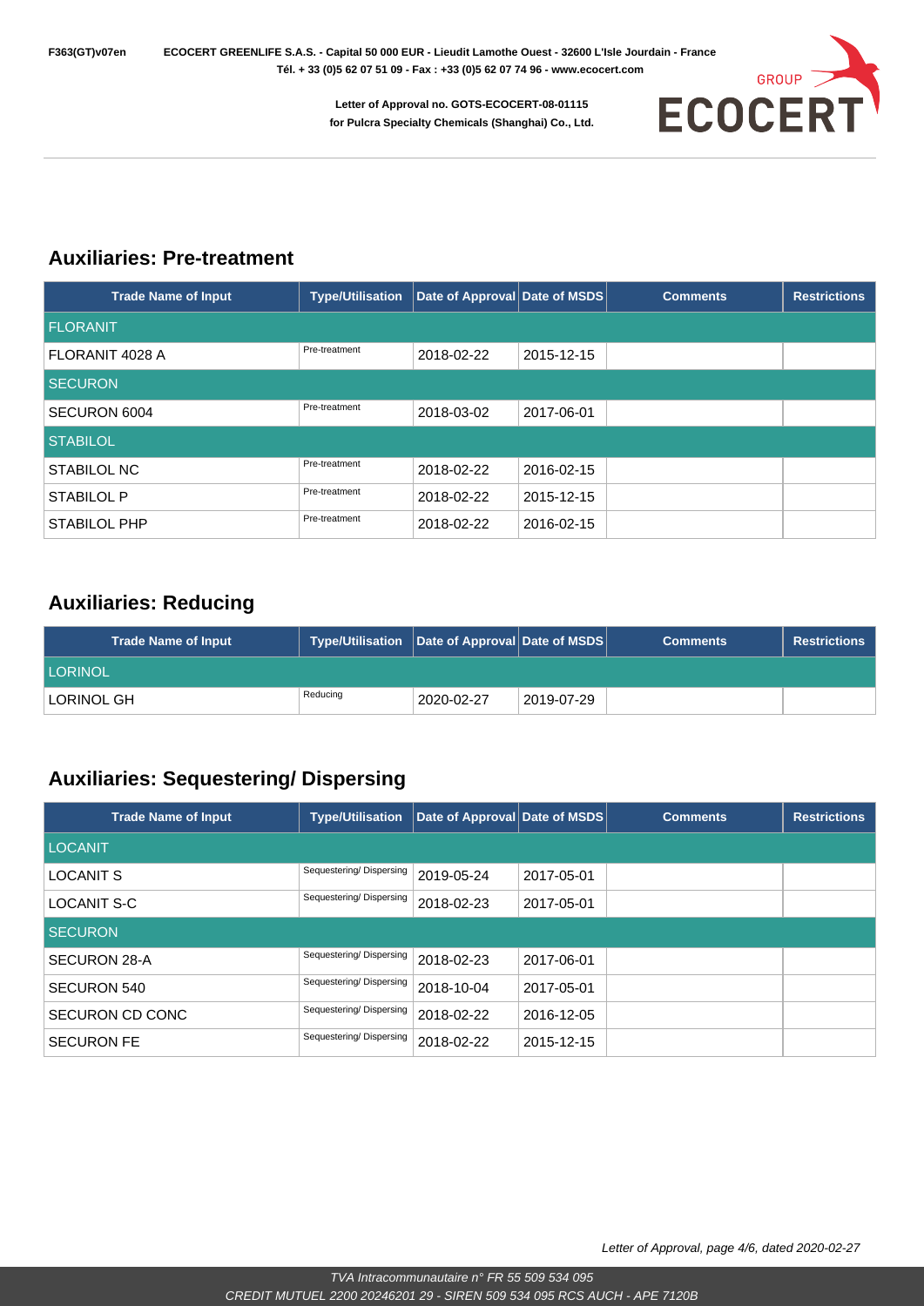## Auxiliaries: Pre-treatment

| Trade Name of Input | Type/Utilisation | Date of Approval | Date of MSDS | Comments | Restrictions |
|---|---|---|---|---|---|
| FLORANIT | | | | | |
| FLORANIT 4028 A | Pre-treatment | 2018-02-22 | 2015-12-15 | | |
| SECURON | | | | | |
| SECURON 6004 | Pre-treatment | 2018-03-02 | 2017-06-01 | | |
| STABILOL | | | | | |
| STABILOL NC | Pre-treatment | 2018-02-22 | 2016-02-15 | | |
| STABILOL P | Pre-treatment | 2018-02-22 | 2015-12-15 | | |
| STABILOL PHP | Pre-treatment | 2018-02-22 | 2016-02-15 | | |

## Auxiliaries: Reducing

| Trade Name of Input | Type/Utilisation | Date of Approval | Date of MSDS | Comments | Restrictions |
|---|---|---|---|---|---|
| LORINOL | | | | | |
| LORINOL GH | Reducing | 2020-02-27 | 2019-07-29 | | |

## Auxiliaries: Sequestering/ Dispersing

| Trade Name of Input | Type/Utilisation | Date of Approval | Date of MSDS | Comments | Restrictions |
|---|---|---|---|---|---|
| LOCANIT | | | | | |
| LOCANIT S | Sequestering/ Dispersing | 2019-05-24 | 2017-05-01 | | |
| LOCANIT S-C | Sequestering/ Dispersing | 2018-02-23 | 2017-05-01 | | |
| SECURON | | | | | |
| SECURON 28-A | Sequestering/ Dispersing | 2018-02-23 | 2017-06-01 | | |
| SECURON 540 | Sequestering/ Dispersing | 2018-10-04 | 2017-05-01 | | |
| SECURON CD CONC | Sequestering/ Dispersing | 2018-02-22 | 2016-12-05 | | |
| SECURON FE | Sequestering/ Dispersing | 2018-02-22 | 2015-12-15 | | |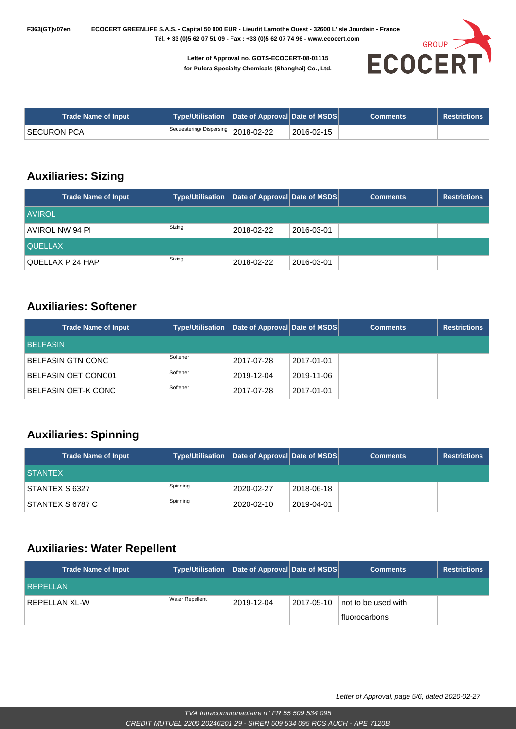| Trade Name of Input | Type/Utilisation | Date of Approval | Date of MSDS | Comments | Restrictions |
|---|---|---|---|---|---|
| SECURON PCA | Sequestering/ Dispersing | 2018-02-22 | 2016-02-15 | | |

## Auxiliaries: Sizing

| Trade Name of Input | Type/Utilisation | Date of Approval | Date of MSDS | Comments | Restrictions |
|---|---|---|---|---|---|
| AVIROL | | | | | |
| AVIROL NW 94 PI | Sizing | 2018-02-22 | 2016-03-01 | | |
| QUELLAX | | | | | |
| QUELLAX P 24 HAP | Sizing | 2018-02-22 | 2016-03-01 | | |

## Auxiliaries: Softener

| Trade Name of Input | Type/Utilisation | Date of Approval | Date of MSDS | Comments | Restrictions |
|---|---|---|---|---|---|
| BELFASIN | | | | | |
| BELFASIN GTN CONC | Softener | 2017-07-28 | 2017-01-01 | | |
| BELFASIN OET CONC01 | Softener | 2019-12-04 | 2019-11-06 | | |
| BELFASIN OET-K CONC | Softener | 2017-07-28 | 2017-01-01 | | |

## Auxiliaries: Spinning

| Trade Name of Input | Type/Utilisation | Date of Approval | Date of MSDS | Comments | Restrictions |
|---|---|---|---|---|---|
| STANTEX | | | | | |
| STANTEX S 6327 | Spinning | 2020-02-27 | 2018-06-18 | | |
| STANTEX S 6787 C | Spinning | 2020-02-10 | 2019-04-01 | | |

## Auxiliaries: Water Repellent

| Trade Name of Input | Type/Utilisation | Date of Approval | Date of MSDS | Comments | Restrictions |
|---|---|---|---|---|---|
| REPELLAN | | | | | |
| REPELLAN XL-W | Water Repellent | 2019-12-04 | 2017-05-10 | not to be used with fluorocarbons | |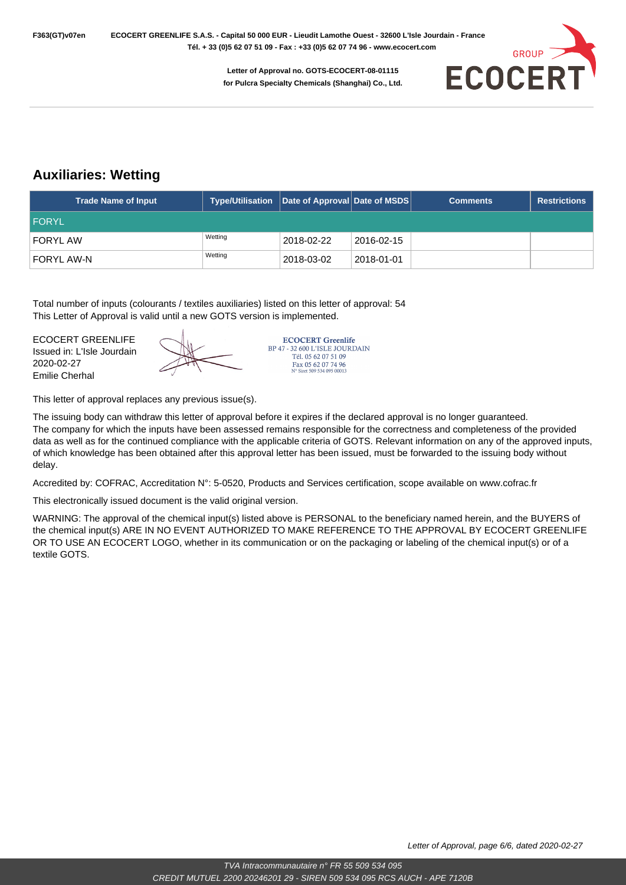## Auxiliaries: Wetting

| Trade Name of Input | Type/Utilisation | Date of Approval | Date of MSDS | Comments | Restrictions |
|---|---|---|---|---|---|
| FORYL | | | | | |
| FORYL AW | Wetting | 2018-02-22 | 2016-02-15 | | |
| FORYL AW-N | Wetting | 2018-03-02 | 2018-01-01 | | |

Total number of inputs (colourants / textiles auxiliaries) listed on this letter of approval: 54
This Letter of Approval is valid until a new GOTS version is implemented.

ECOCERT GREENLIFE
Issued in: L'Isle Jourdain
2020-02-27
Emilie Cherhal

ECOCERT Greenlife
BP 47 - 32 600 L'ISLE JOURDAIN
Tél. 05 62 07 51 09
Fax 05 62 07 74 96
N° Siret 509 534 095 00013

This letter of approval replaces any previous issue(s).

The issuing body can withdraw this letter of approval before it expires if the declared approval is no longer guaranteed.
The company for which the inputs have been assessed remains responsible for the correctness and completeness of the provided data as well as for the continued compliance with the applicable criteria of GOTS. Relevant information on any of the approved inputs, of which knowledge has been obtained after this approval letter has been issued, must be forwarded to the issuing body without delay.

Accredited by: COFRAC, Accreditation N°: 5-0520, Products and Services certification, scope available on www.cofrac.fr

This electronically issued document is the valid original version.

WARNING: The approval of the chemical input(s) listed above is PERSONAL to the beneficiary named herein, and the BUYERS of the chemical input(s) ARE IN NO EVENT AUTHORIZED TO MAKE REFERENCE TO THE APPROVAL BY ECOCERT GREENLIFE OR TO USE AN ECOCERT LOGO, whether in its communication or on the packaging or labeling of the chemical input(s) or of a textile GOTS.